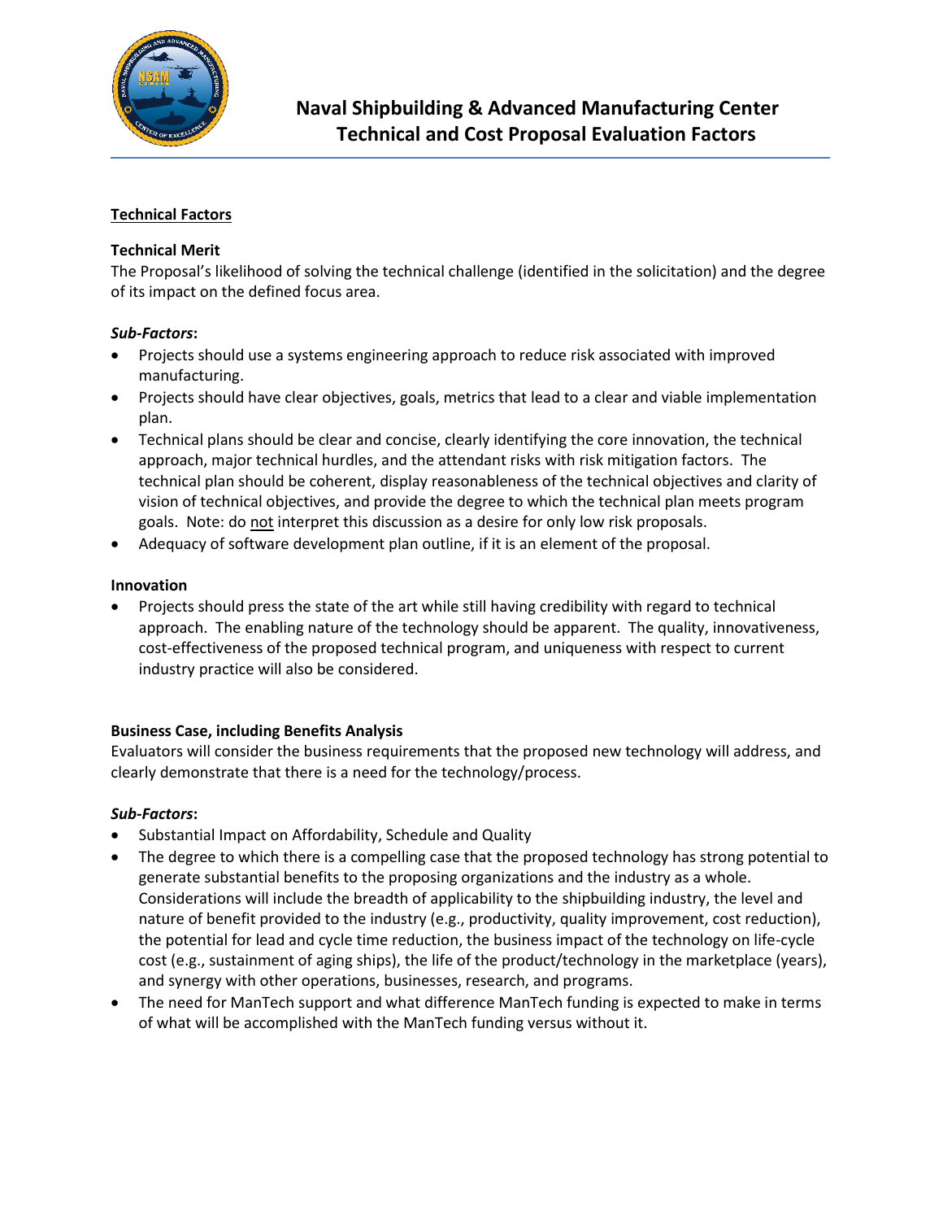# Naval Shipbuilding & Advanced Manufacturing Center
# Technical and Cost Proposal Evaluation Factors

## Technical Factors

### Technical Merit

The Proposal's likelihood of solving the technical challenge (identified in the solicitation) and the degree of its impact on the defined focus area.

***Sub-Factors*:**

- Projects should use a systems engineering approach to reduce risk associated with improved manufacturing.
- Projects should have clear objectives, goals, metrics that lead to a clear and viable implementation plan.
- Technical plans should be clear and concise, clearly identifying the core innovation, the technical approach, major technical hurdles, and the attendant risks with risk mitigation factors. The technical plan should be coherent, display reasonableness of the technical objectives and clarity of vision of technical objectives, and provide the degree to which the technical plan meets program goals. Note: do not interpret this discussion as a desire for only low risk proposals.
- Adequacy of software development plan outline, if it is an element of the proposal.

### Innovation

- Projects should press the state of the art while still having credibility with regard to technical approach. The enabling nature of the technology should be apparent. The quality, innovativeness, cost-effectiveness of the proposed technical program, and uniqueness with respect to current industry practice will also be considered.

### Business Case, including Benefits Analysis

Evaluators will consider the business requirements that the proposed new technology will address, and clearly demonstrate that there is a need for the technology/process.

***Sub-Factors*:**

- Substantial Impact on Affordability, Schedule and Quality
- The degree to which there is a compelling case that the proposed technology has strong potential to generate substantial benefits to the proposing organizations and the industry as a whole. Considerations will include the breadth of applicability to the shipbuilding industry, the level and nature of benefit provided to the industry (e.g., productivity, quality improvement, cost reduction), the potential for lead and cycle time reduction, the business impact of the technology on life-cycle cost (e.g., sustainment of aging ships), the life of the product/technology in the marketplace (years), and synergy with other operations, businesses, research, and programs.
- The need for ManTech support and what difference ManTech funding is expected to make in terms of what will be accomplished with the ManTech funding versus without it.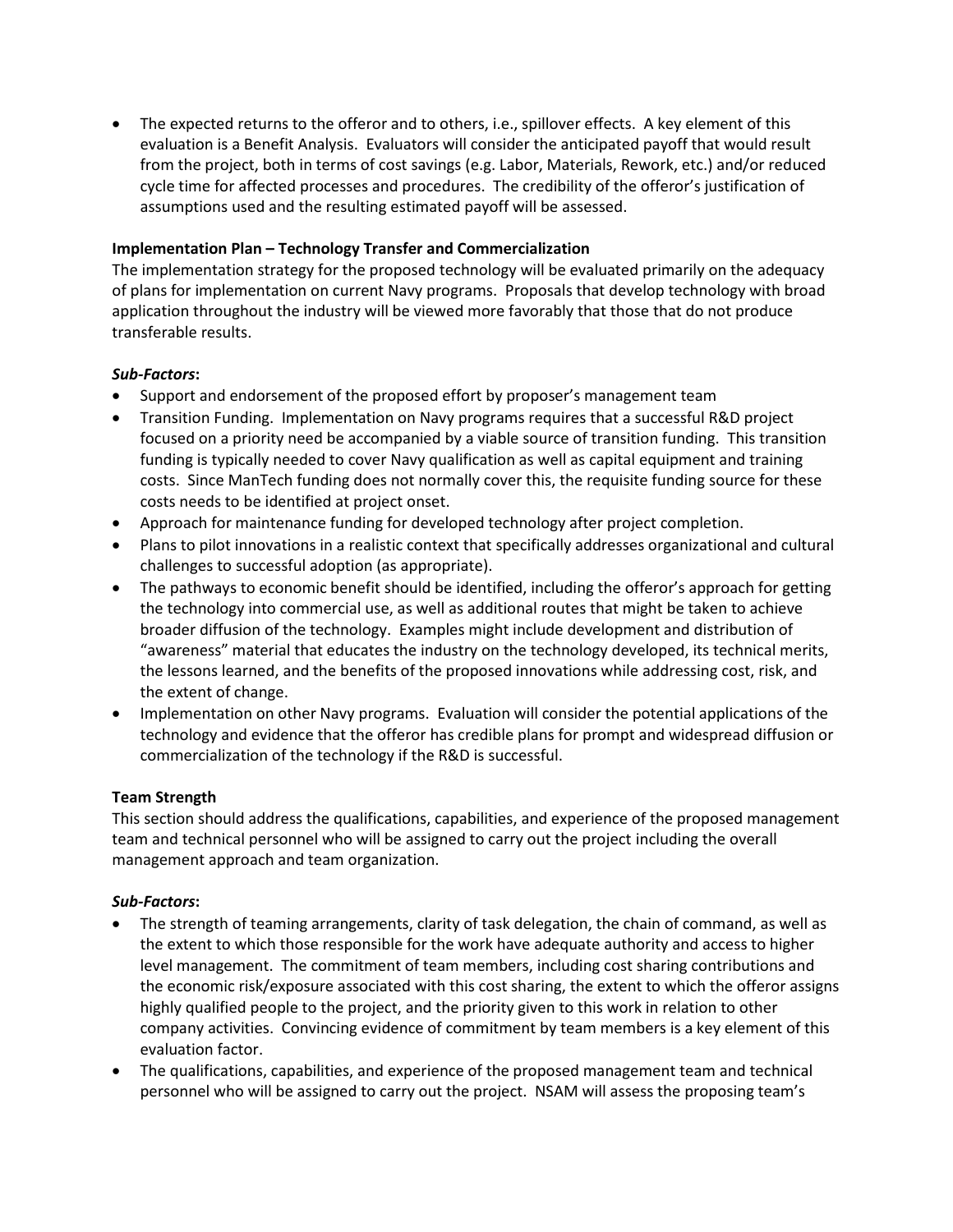- The expected returns to the offeror and to others, i.e., spillover effects. A key element of this evaluation is a Benefit Analysis. Evaluators will consider the anticipated payoff that would result from the project, both in terms of cost savings (e.g. Labor, Materials, Rework, etc.) and/or reduced cycle time for affected processes and procedures. The credibility of the offeror's justification of assumptions used and the resulting estimated payoff will be assessed.

**Implementation Plan – Technology Transfer and Commercialization**

The implementation strategy for the proposed technology will be evaluated primarily on the adequacy of plans for implementation on current Navy programs. Proposals that develop technology with broad application throughout the industry will be viewed more favorably that those that do not produce transferable results.

***Sub-Factors*:**

- Support and endorsement of the proposed effort by proposer's management team
- Transition Funding. Implementation on Navy programs requires that a successful R&D project focused on a priority need be accompanied by a viable source of transition funding. This transition funding is typically needed to cover Navy qualification as well as capital equipment and training costs. Since ManTech funding does not normally cover this, the requisite funding source for these costs needs to be identified at project onset.
- Approach for maintenance funding for developed technology after project completion.
- Plans to pilot innovations in a realistic context that specifically addresses organizational and cultural challenges to successful adoption (as appropriate).
- The pathways to economic benefit should be identified, including the offeror's approach for getting the technology into commercial use, as well as additional routes that might be taken to achieve broader diffusion of the technology. Examples might include development and distribution of "awareness" material that educates the industry on the technology developed, its technical merits, the lessons learned, and the benefits of the proposed innovations while addressing cost, risk, and the extent of change.
- Implementation on other Navy programs. Evaluation will consider the potential applications of the technology and evidence that the offeror has credible plans for prompt and widespread diffusion or commercialization of the technology if the R&D is successful.

**Team Strength**

This section should address the qualifications, capabilities, and experience of the proposed management team and technical personnel who will be assigned to carry out the project including the overall management approach and team organization.

***Sub-Factors*:**

- The strength of teaming arrangements, clarity of task delegation, the chain of command, as well as the extent to which those responsible for the work have adequate authority and access to higher level management. The commitment of team members, including cost sharing contributions and the economic risk/exposure associated with this cost sharing, the extent to which the offeror assigns highly qualified people to the project, and the priority given to this work in relation to other company activities. Convincing evidence of commitment by team members is a key element of this evaluation factor.
- The qualifications, capabilities, and experience of the proposed management team and technical personnel who will be assigned to carry out the project. NSAM will assess the proposing team's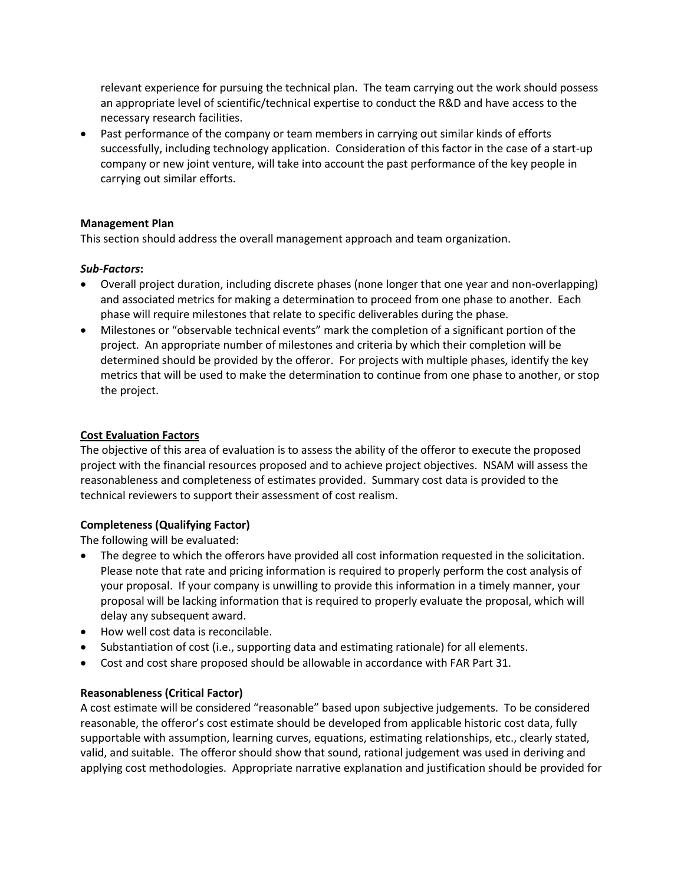relevant experience for pursuing the technical plan. The team carrying out the work should possess an appropriate level of scientific/technical expertise to conduct the R&D and have access to the necessary research facilities.

- Past performance of the company or team members in carrying out similar kinds of efforts successfully, including technology application. Consideration of this factor in the case of a start-up company or new joint venture, will take into account the past performance of the key people in carrying out similar efforts.

**Management Plan**

This section should address the overall management approach and team organization.

***Sub-Factors*:**

- Overall project duration, including discrete phases (none longer that one year and non-overlapping) and associated metrics for making a determination to proceed from one phase to another. Each phase will require milestones that relate to specific deliverables during the phase.
- Milestones or "observable technical events" mark the completion of a significant portion of the project. An appropriate number of milestones and criteria by which their completion will be determined should be provided by the offeror. For projects with multiple phases, identify the key metrics that will be used to make the determination to continue from one phase to another, or stop the project.

**Cost Evaluation Factors**

The objective of this area of evaluation is to assess the ability of the offeror to execute the proposed project with the financial resources proposed and to achieve project objectives. NSAM will assess the reasonableness and completeness of estimates provided. Summary cost data is provided to the technical reviewers to support their assessment of cost realism.

**Completeness (Qualifying Factor)**

The following will be evaluated:

- The degree to which the offerors have provided all cost information requested in the solicitation. Please note that rate and pricing information is required to properly perform the cost analysis of your proposal. If your company is unwilling to provide this information in a timely manner, your proposal will be lacking information that is required to properly evaluate the proposal, which will delay any subsequent award.
- How well cost data is reconcilable.
- Substantiation of cost (i.e., supporting data and estimating rationale) for all elements.
- Cost and cost share proposed should be allowable in accordance with FAR Part 31.

**Reasonableness (Critical Factor)**

A cost estimate will be considered "reasonable" based upon subjective judgements. To be considered reasonable, the offeror's cost estimate should be developed from applicable historic cost data, fully supportable with assumption, learning curves, equations, estimating relationships, etc., clearly stated, valid, and suitable. The offeror should show that sound, rational judgement was used in deriving and applying cost methodologies. Appropriate narrative explanation and justification should be provided for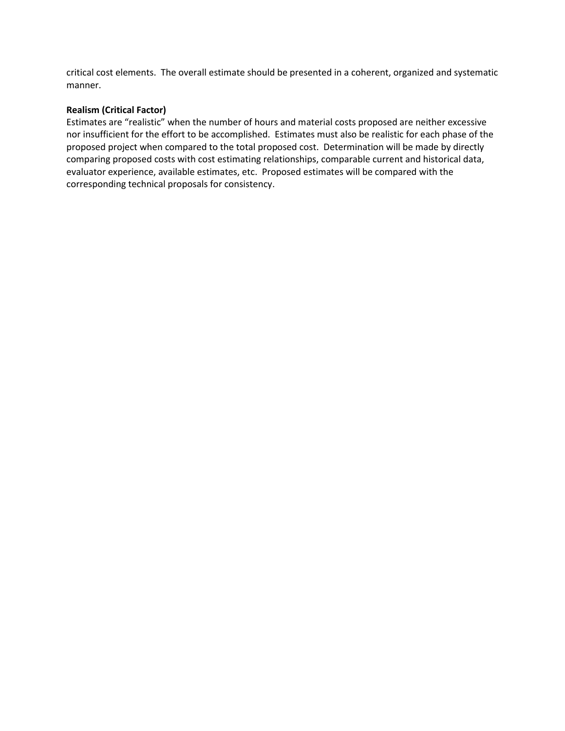critical cost elements. The overall estimate should be presented in a coherent, organized and systematic manner.

**Realism (Critical Factor)**
Estimates are "realistic" when the number of hours and material costs proposed are neither excessive nor insufficient for the effort to be accomplished. Estimates must also be realistic for each phase of the proposed project when compared to the total proposed cost. Determination will be made by directly comparing proposed costs with cost estimating relationships, comparable current and historical data, evaluator experience, available estimates, etc. Proposed estimates will be compared with the corresponding technical proposals for consistency.